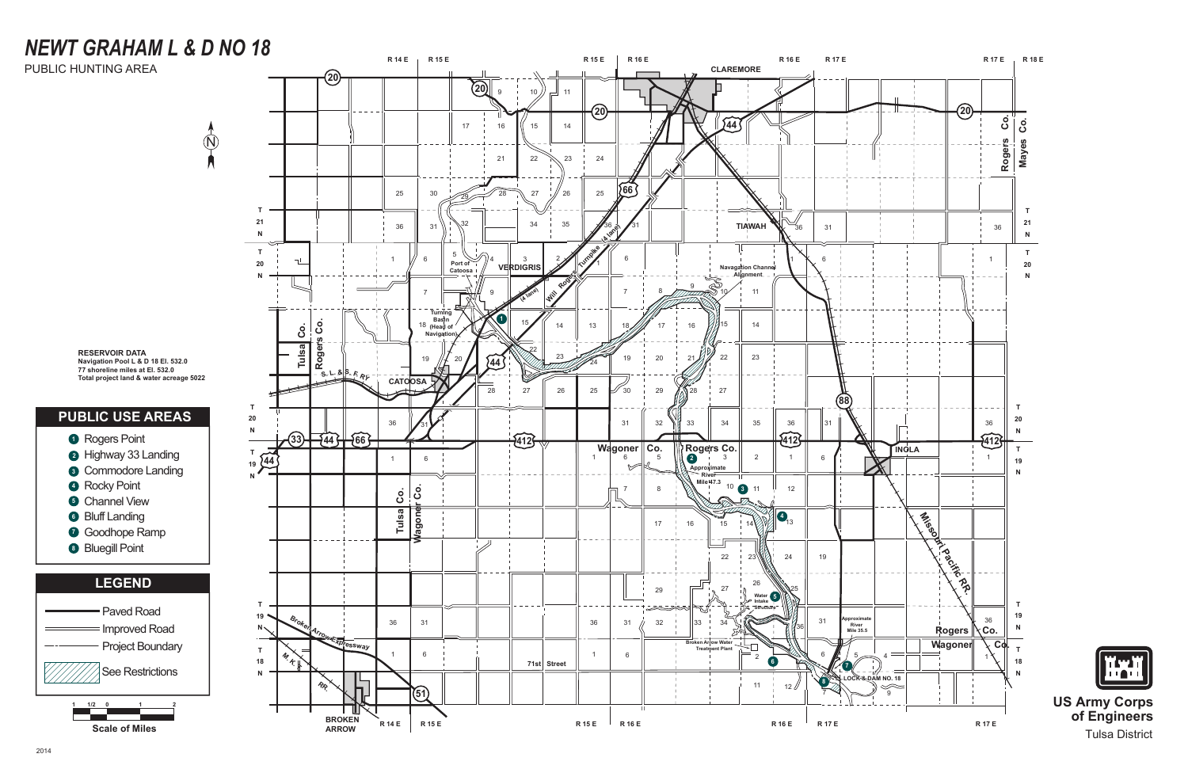# NEWT GRAHAM L & D NO 18

PUBLIC HUNTING AREA

**RESERVOIR DATA**
Navigation Pool L & D 18 El. 532.0
77 shoreline miles at El. 532.0
Total project land & water acreage 5022

## PUBLIC USE AREAS

1. Rogers Point
2. Highway 33 Landing
3. Commodore Landing
4. Rocky Point
5. Channel View
6. Bluff Landing
7. Goodhope Ramp
8. Bluegill Point

## LEGEND

- Paved Road
- Improved Road
- Project Boundary
- See Restrictions

Scale of Miles: 1 1/2 0 1 2

CLAREMORE · VERDIGRIS · Port of Catoosa · Turning Basin (Head of Navigation) · CATOOSA · TIAWAH · INOLA · BROKEN ARROW · Will Rogers Turnpike (4 lane) · Navigation Channel Alignment · Approximate River Mile 47.3 · Approximate River Mile 35.5 · Water Intake Structure · Broken Arrow Water Treatment Plant · LOCK & DAM NO. 18 · Missouri Pacific RR. · S. L. & S. F. RY. · M. K. & T. RR. · Broken Arrow Expressway · 71st Street

Tulsa Co. · Rogers Co. · Wagoner Co. · Mayes Co.

R 14 E · R 15 E · R 16 E · R 17 E · R 18 E · T 21 N · T 20 N · T 19 N · T 18 N

US Army Corps of Engineers
Tulsa District

2014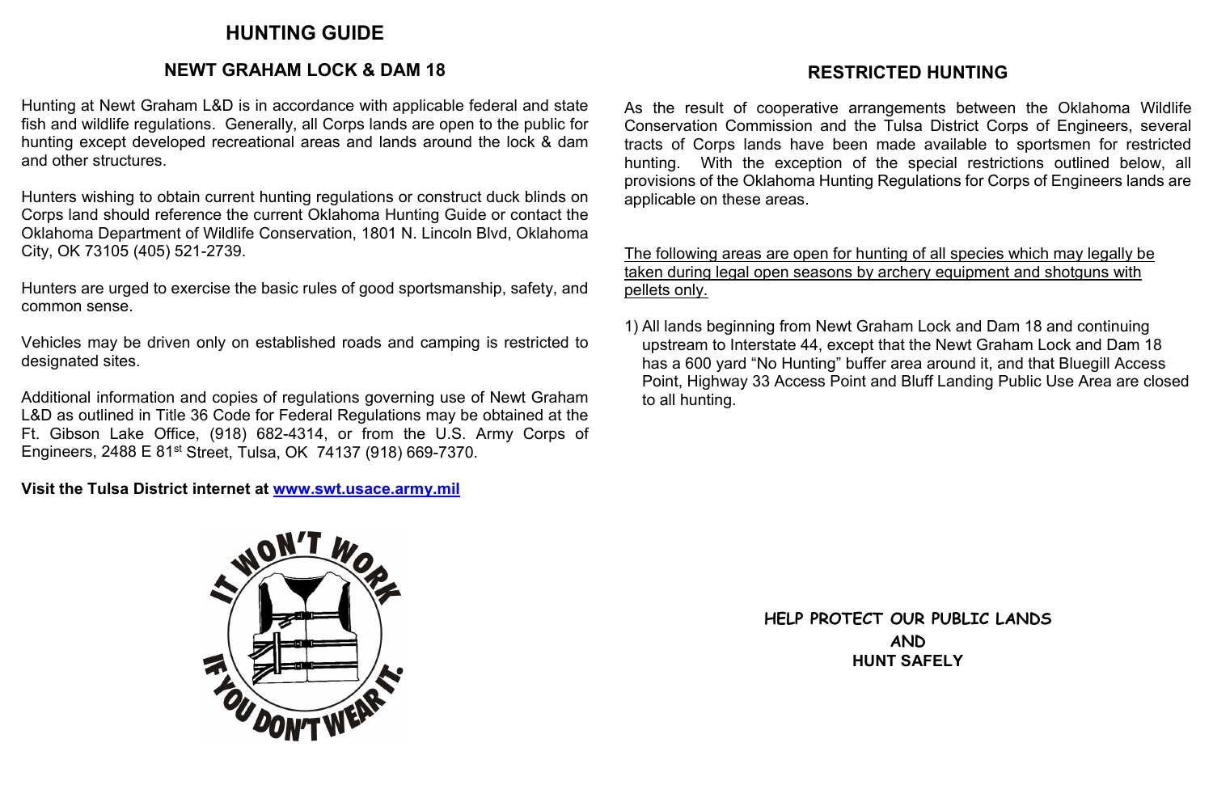# HUNTING GUIDE

## NEWT GRAHAM LOCK & DAM 18

Hunting at Newt Graham L&D is in accordance with applicable federal and state fish and wildlife regulations. Generally, all Corps lands are open to the public for hunting except developed recreational areas and lands around the lock & dam and other structures.

Hunters wishing to obtain current hunting regulations or construct duck blinds on Corps land should reference the current Oklahoma Hunting Guide or contact the Oklahoma Department of Wildlife Conservation, 1801 N. Lincoln Blvd, Oklahoma City, OK 73105 (405) 521-2739.

Hunters are urged to exercise the basic rules of good sportsmanship, safety, and common sense.

Vehicles may be driven only on established roads and camping is restricted to designated sites.

Additional information and copies of regulations governing use of Newt Graham L&D as outlined in Title 36 Code for Federal Regulations may be obtained at the Ft. Gibson Lake Office, (918) 682-4314, or from the U.S. Army Corps of Engineers, 2488 E 81st Street, Tulsa, OK 74137 (918) 669-7370.

**Visit the Tulsa District internet at [www.swt.usace.army.mil](http://www.swt.usace.army.mil)**

IT WON'T WORK IF YOU DON'T WEAR IT.

## RESTRICTED HUNTING

As the result of cooperative arrangements between the Oklahoma Wildlife Conservation Commission and the Tulsa District Corps of Engineers, several tracts of Corps lands have been made available to sportsmen for restricted hunting. With the exception of the special restrictions outlined below, all provisions of the Oklahoma Hunting Regulations for Corps of Engineers lands are applicable on these areas.

<u>The following areas are open for hunting of all species which may legally be taken during legal open seasons by archery equipment and shotguns with pellets only.</u>

1) All lands beginning from Newt Graham Lock and Dam 18 and continuing upstream to Interstate 44, except that the Newt Graham Lock and Dam 18 has a 600 yard "No Hunting" buffer area around it, and that Bluegill Access Point, Highway 33 Access Point and Bluff Landing Public Use Area are closed to all hunting.

**HELP PROTECT OUR PUBLIC LANDS**
**AND**
**HUNT SAFELY**